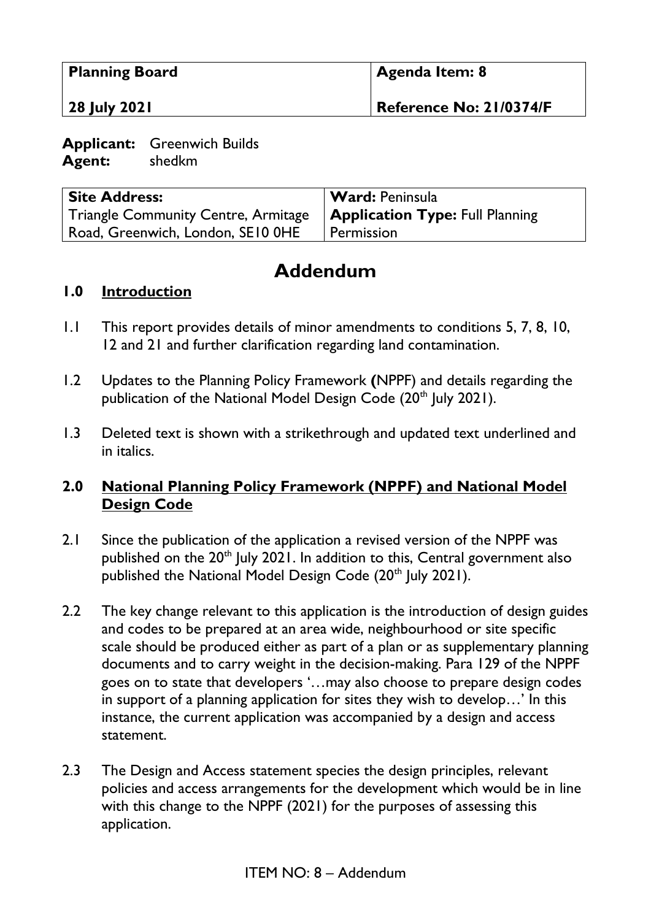| Planning Board | Agenda Item: 8 |
| --- | --- |
| 28 July 2021 | Reference No: 21/0374/F |

**Applicant:** Greenwich Builds
**Agent:** shedkm

| Site Address: | Ward: Peninsula |
| --- | --- |
| Triangle Community Centre, Armitage Road, Greenwich, London, SE10 0HE | Application Type: Full Planning Permission |

# Addendum

## 1.0 Introduction

1.1 This report provides details of minor amendments to conditions 5, 7, 8, 10, 12 and 21 and further clarification regarding land contamination.

1.2 Updates to the Planning Policy Framework **(**NPPF) and details regarding the publication of the National Model Design Code (20th July 2021).

1.3 Deleted text is shown with a strikethrough and updated text underlined and in italics.

## 2.0 National Planning Policy Framework (NPPF) and National Model Design Code

2.1 Since the publication of the application a revised version of the NPPF was published on the 20th July 2021. In addition to this, Central government also published the National Model Design Code (20th July 2021).

2.2 The key change relevant to this application is the introduction of design guides and codes to be prepared at an area wide, neighbourhood or site specific scale should be produced either as part of a plan or as supplementary planning documents and to carry weight in the decision-making. Para 129 of the NPPF goes on to state that developers '…may also choose to prepare design codes in support of a planning application for sites they wish to develop…' In this instance, the current application was accompanied by a design and access statement.

2.3 The Design and Access statement species the design principles, relevant policies and access arrangements for the development which would be in line with this change to the NPPF (2021) for the purposes of assessing this application.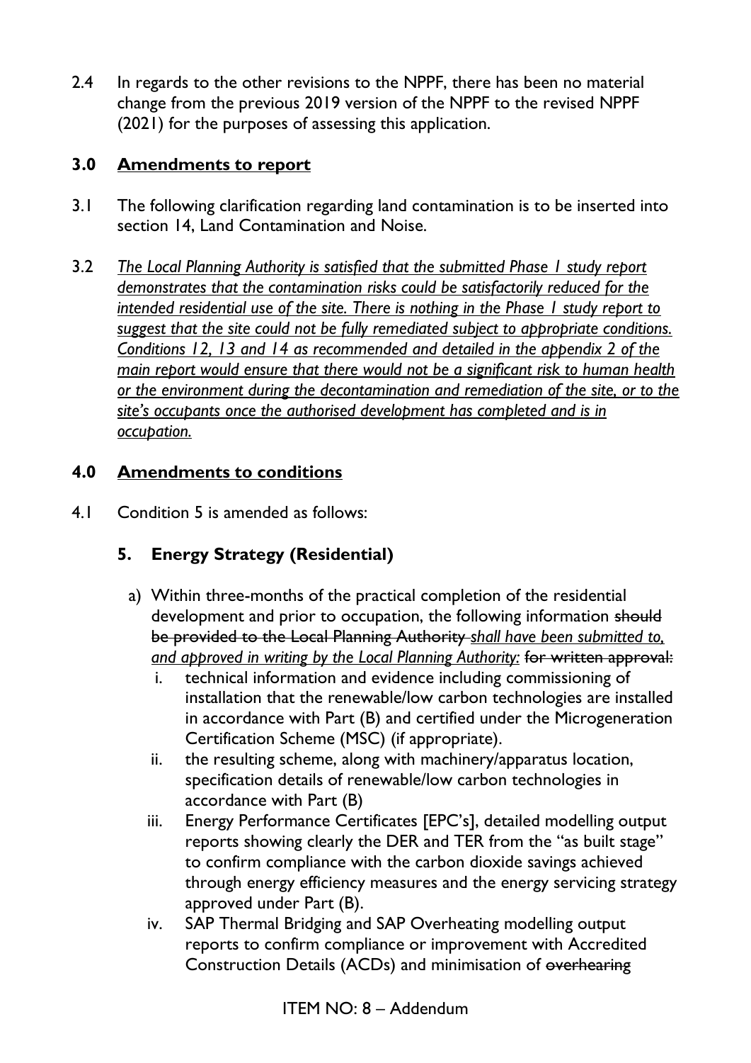2.4 In regards to the other revisions to the NPPF, there has been no material change from the previous 2019 version of the NPPF to the revised NPPF (2021) for the purposes of assessing this application.

## 3.0 Amendments to report

3.1 The following clarification regarding land contamination is to be inserted into section 14, Land Contamination and Noise.

3.2 *The Local Planning Authority is satisfied that the submitted Phase 1 study report demonstrates that the contamination risks could be satisfactorily reduced for the intended residential use of the site. There is nothing in the Phase 1 study report to suggest that the site could not be fully remediated subject to appropriate conditions. Conditions 12, 13 and 14 as recommended and detailed in the appendix 2 of the main report would ensure that there would not be a significant risk to human health or the environment during the decontamination and remediation of the site, or to the site's occupants once the authorised development has completed and is in occupation.*

## 4.0 Amendments to conditions

4.1 Condition 5 is amended as follows:

### 5. Energy Strategy (Residential)

a) Within three-months of the practical completion of the residential development and prior to occupation, the following information ~~should be provided to the Local Planning Authority~~ *shall have been submitted to, and approved in writing by the Local Planning Authority:* ~~for written approval:~~

   i. technical information and evidence including commissioning of installation that the renewable/low carbon technologies are installed in accordance with Part (B) and certified under the Microgeneration Certification Scheme (MSC) (if appropriate).

   ii. the resulting scheme, along with machinery/apparatus location, specification details of renewable/low carbon technologies in accordance with Part (B)

   iii. Energy Performance Certificates [EPC's], detailed modelling output reports showing clearly the DER and TER from the "as built stage" to confirm compliance with the carbon dioxide savings achieved through energy efficiency measures and the energy servicing strategy approved under Part (B).

   iv. SAP Thermal Bridging and SAP Overheating modelling output reports to confirm compliance or improvement with Accredited Construction Details (ACDs) and minimisation of ~~overhearing~~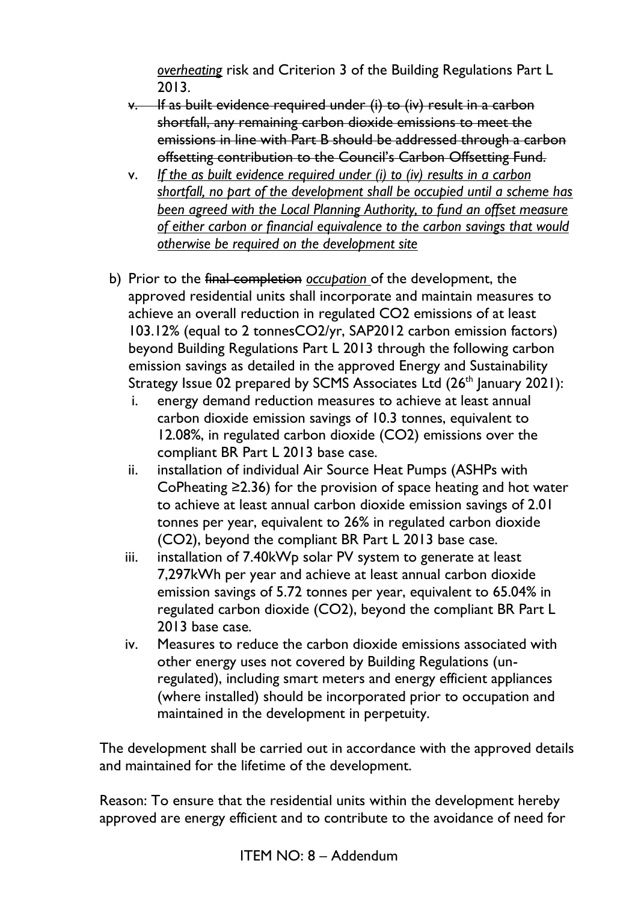*overheating* risk and Criterion 3 of the Building Regulations Part L 2013.

- v. ~~If as built evidence required under (i) to (iv) result in a carbon shortfall, any remaining carbon dioxide emissions to meet the emissions in line with Part B should be addressed through a carbon offsetting contribution to the Council's Carbon Offsetting Fund.~~
- v. *If the as built evidence required under (i) to (iv) results in a carbon shortfall, no part of the development shall be occupied until a scheme has been agreed with the Local Planning Authority, to fund an offset measure of either carbon or financial equivalence to the carbon savings that would otherwise be required on the development site*

b) Prior to the ~~final completion~~ *occupation* of the development, the approved residential units shall incorporate and maintain measures to achieve an overall reduction in regulated $CO_2$ emissions of at least 103.12% (equal to 2 tonnes$CO_2$/yr, SAP2012 carbon emission factors) beyond Building Regulations Part L 2013 through the following carbon emission savings as detailed in the approved Energy and Sustainability Strategy Issue 02 prepared by SCMS Associates Ltd (26th January 2021):

- i. energy demand reduction measures to achieve at least annual carbon dioxide emission savings of 10.3 tonnes, equivalent to 12.08%, in regulated carbon dioxide ($CO_2$) emissions over the compliant BR Part L 2013 base case.
- ii. installation of individual Air Source Heat Pumps (ASHPs with CoPheating ≥2.36) for the provision of space heating and hot water to achieve at least annual carbon dioxide emission savings of 2.01 tonnes per year, equivalent to 26% in regulated carbon dioxide ($CO_2$), beyond the compliant BR Part L 2013 base case.
- iii. installation of 7.40kWp solar PV system to generate at least 7,297kWh per year and achieve at least annual carbon dioxide emission savings of 5.72 tonnes per year, equivalent to 65.04% in regulated carbon dioxide ($CO_2$), beyond the compliant BR Part L 2013 base case.
- iv. Measures to reduce the carbon dioxide emissions associated with other energy uses not covered by Building Regulations (un-regulated), including smart meters and energy efficient appliances (where installed) should be incorporated prior to occupation and maintained in the development in perpetuity.

The development shall be carried out in accordance with the approved details and maintained for the lifetime of the development.

Reason: To ensure that the residential units within the development hereby approved are energy efficient and to contribute to the avoidance of need for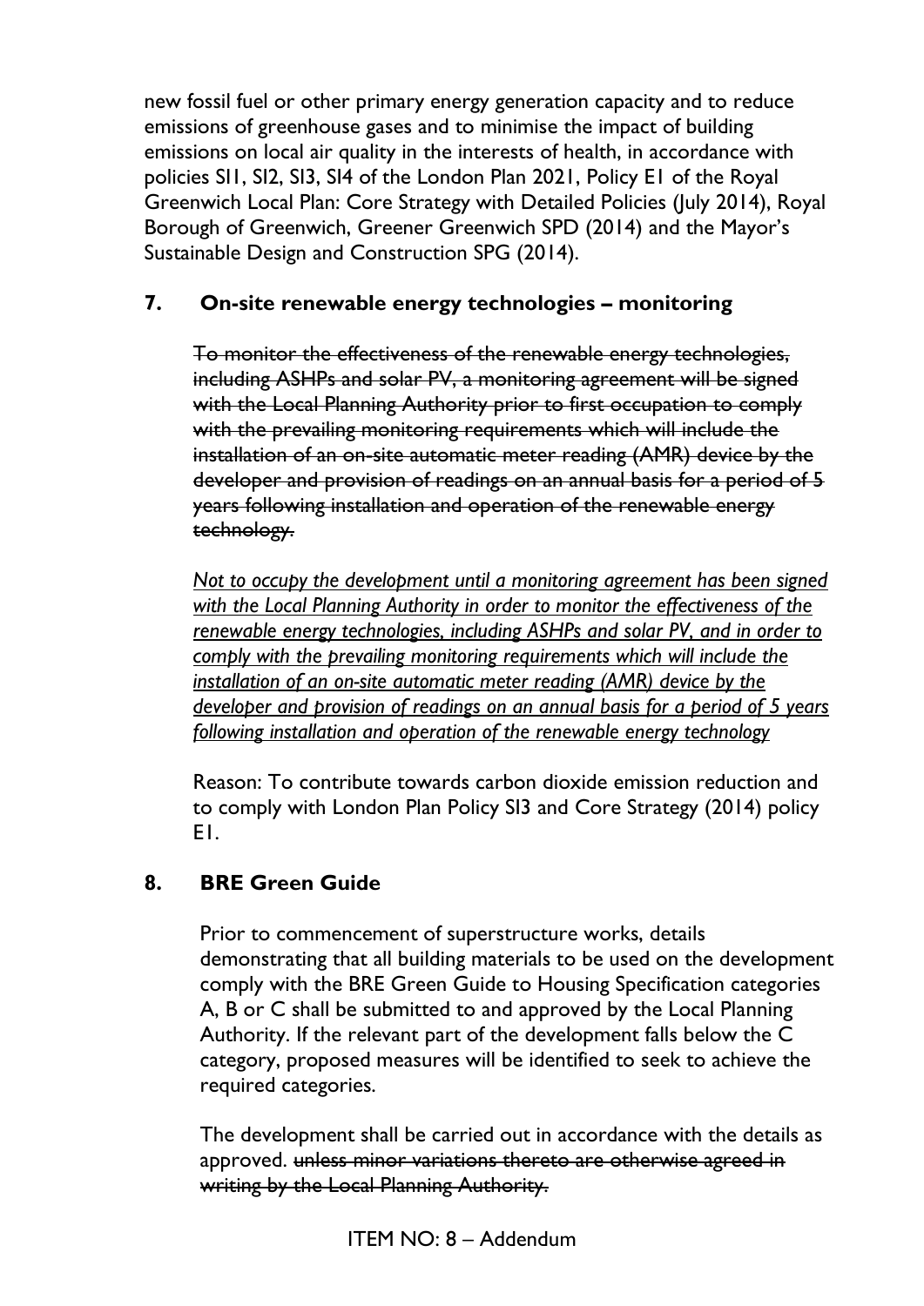new fossil fuel or other primary energy generation capacity and to reduce emissions of greenhouse gases and to minimise the impact of building emissions on local air quality in the interests of health, in accordance with policies SI1, SI2, SI3, SI4 of the London Plan 2021, Policy E1 of the Royal Greenwich Local Plan: Core Strategy with Detailed Policies (July 2014), Royal Borough of Greenwich, Greener Greenwich SPD (2014) and the Mayor's Sustainable Design and Construction SPG (2014).

## 7. On-site renewable energy technologies – monitoring

~~To monitor the effectiveness of the renewable energy technologies, including ASHPs and solar PV, a monitoring agreement will be signed with the Local Planning Authority prior to first occupation to comply with the prevailing monitoring requirements which will include the installation of an on-site automatic meter reading (AMR) device by the developer and provision of readings on an annual basis for a period of 5 years following installation and operation of the renewable energy technology.~~

<u>*Not to occupy the development until a monitoring agreement has been signed with the Local Planning Authority in order to monitor the effectiveness of the renewable energy technologies, including ASHPs and solar PV, and in order to comply with the prevailing monitoring requirements which will include the installation of an on-site automatic meter reading (AMR) device by the developer and provision of readings on an annual basis for a period of 5 years following installation and operation of the renewable energy technology*</u>

Reason: To contribute towards carbon dioxide emission reduction and to comply with London Plan Policy SI3 and Core Strategy (2014) policy E1.

## 8. BRE Green Guide

Prior to commencement of superstructure works, details demonstrating that all building materials to be used on the development comply with the BRE Green Guide to Housing Specification categories A, B or C shall be submitted to and approved by the Local Planning Authority. If the relevant part of the development falls below the C category, proposed measures will be identified to seek to achieve the required categories.

The development shall be carried out in accordance with the details as approved. ~~unless minor variations thereto are otherwise agreed in writing by the Local Planning Authority.~~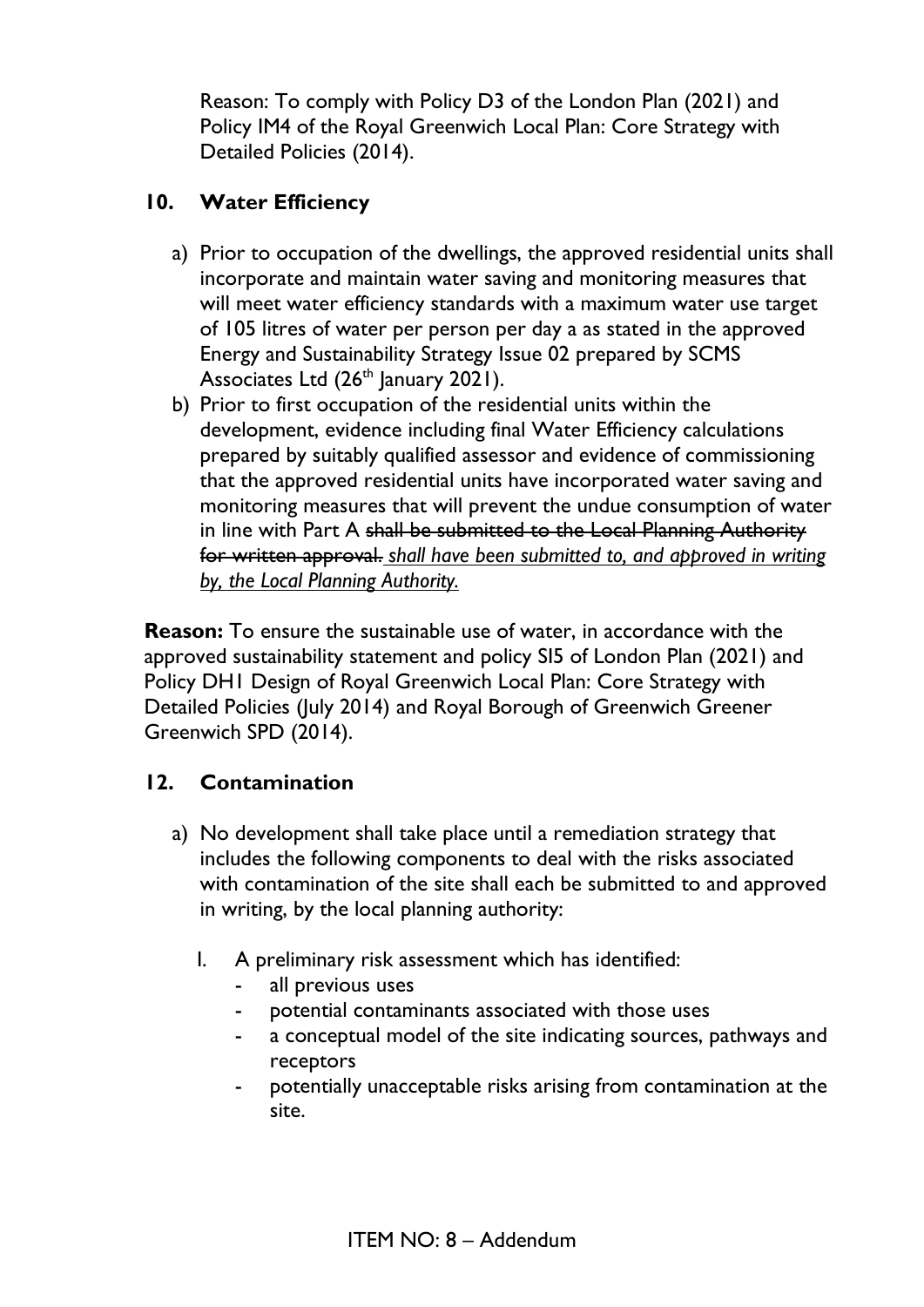Reason: To comply with Policy D3 of the London Plan (2021) and Policy IM4 of the Royal Greenwich Local Plan: Core Strategy with Detailed Policies (2014).

## 10. Water Efficiency

a) Prior to occupation of the dwellings, the approved residential units shall incorporate and maintain water saving and monitoring measures that will meet water efficiency standards with a maximum water use target of 105 litres of water per person per day a as stated in the approved Energy and Sustainability Strategy Issue 02 prepared by SCMS Associates Ltd (26th January 2021).

b) Prior to first occupation of the residential units within the development, evidence including final Water Efficiency calculations prepared by suitably qualified assessor and evidence of commissioning that the approved residential units have incorporated water saving and monitoring measures that will prevent the undue consumption of water in line with Part A ~~shall be submitted to the Local Planning Authority for written approval.~~ *shall have been submitted to, and approved in writing by, the Local Planning Authority.*

**Reason:** To ensure the sustainable use of water, in accordance with the approved sustainability statement and policy SI5 of London Plan (2021) and Policy DH1 Design of Royal Greenwich Local Plan: Core Strategy with Detailed Policies (July 2014) and Royal Borough of Greenwich Greener Greenwich SPD (2014).

## 12. Contamination

a) No development shall take place until a remediation strategy that includes the following components to deal with the risks associated with contamination of the site shall each be submitted to and approved in writing, by the local planning authority:

   I. A preliminary risk assessment which has identified:
      - all previous uses
      - potential contaminants associated with those uses
      - a conceptual model of the site indicating sources, pathways and receptors
      - potentially unacceptable risks arising from contamination at the site.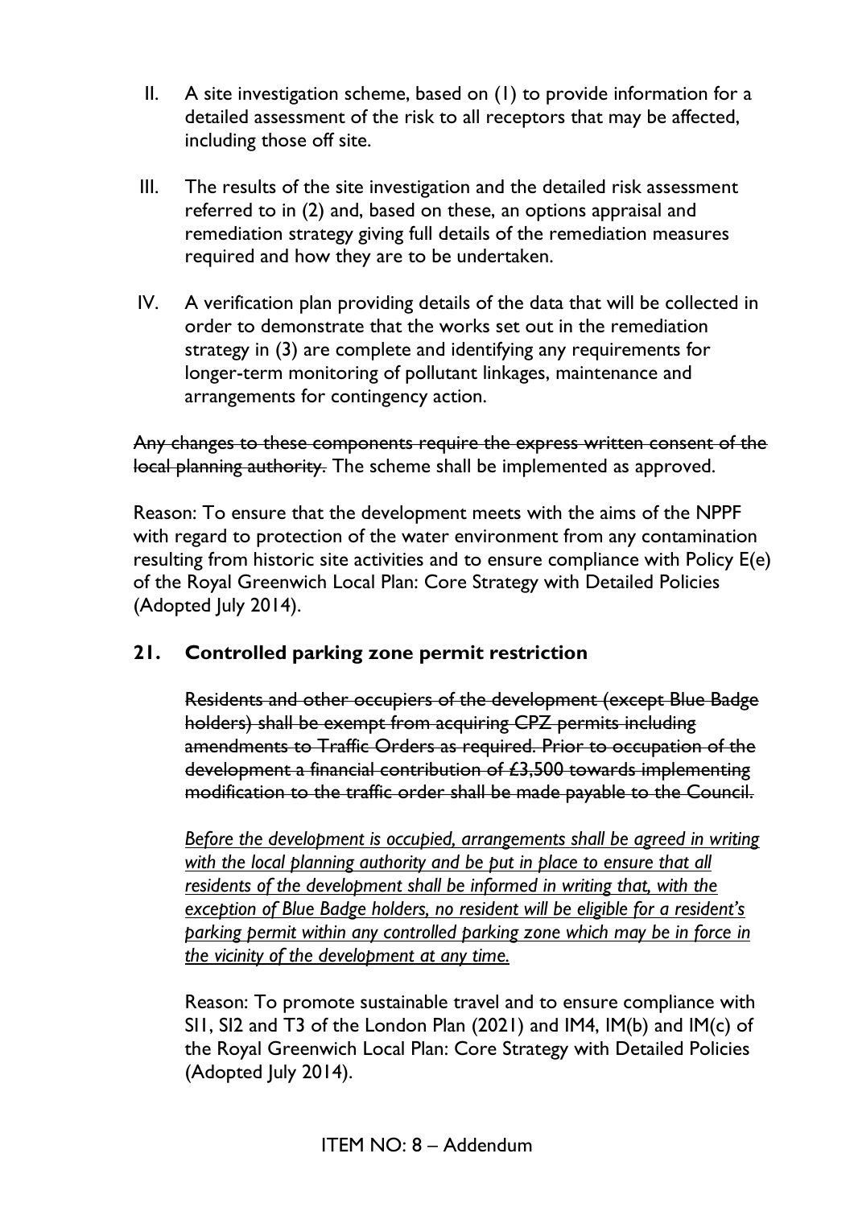II. A site investigation scheme, based on (1) to provide information for a detailed assessment of the risk to all receptors that may be affected, including those off site.

III. The results of the site investigation and the detailed risk assessment referred to in (2) and, based on these, an options appraisal and remediation strategy giving full details of the remediation measures required and how they are to be undertaken.

IV. A verification plan providing details of the data that will be collected in order to demonstrate that the works set out in the remediation strategy in (3) are complete and identifying any requirements for longer-term monitoring of pollutant linkages, maintenance and arrangements for contingency action.

~~Any changes to these components require the express written consent of the local planning authority.~~ The scheme shall be implemented as approved.

Reason: To ensure that the development meets with the aims of the NPPF with regard to protection of the water environment from any contamination resulting from historic site activities and to ensure compliance with Policy E(e) of the Royal Greenwich Local Plan: Core Strategy with Detailed Policies (Adopted July 2014).

## 21. Controlled parking zone permit restriction

~~Residents and other occupiers of the development (except Blue Badge holders) shall be exempt from acquiring CPZ permits including amendments to Traffic Orders as required. Prior to occupation of the development a financial contribution of £3,500 towards implementing modification to the traffic order shall be made payable to the Council.~~

*<u>Before the development is occupied, arrangements shall be agreed in writing with the local planning authority and be put in place to ensure that all residents of the development shall be informed in writing that, with the exception of Blue Badge holders, no resident will be eligible for a resident's parking permit within any controlled parking zone which may be in force in the vicinity of the development at any time.</u>*

Reason: To promote sustainable travel and to ensure compliance with SI1, SI2 and T3 of the London Plan (2021) and IM4, IM(b) and IM(c) of the Royal Greenwich Local Plan: Core Strategy with Detailed Policies (Adopted July 2014).

ITEM NO: 8 – Addendum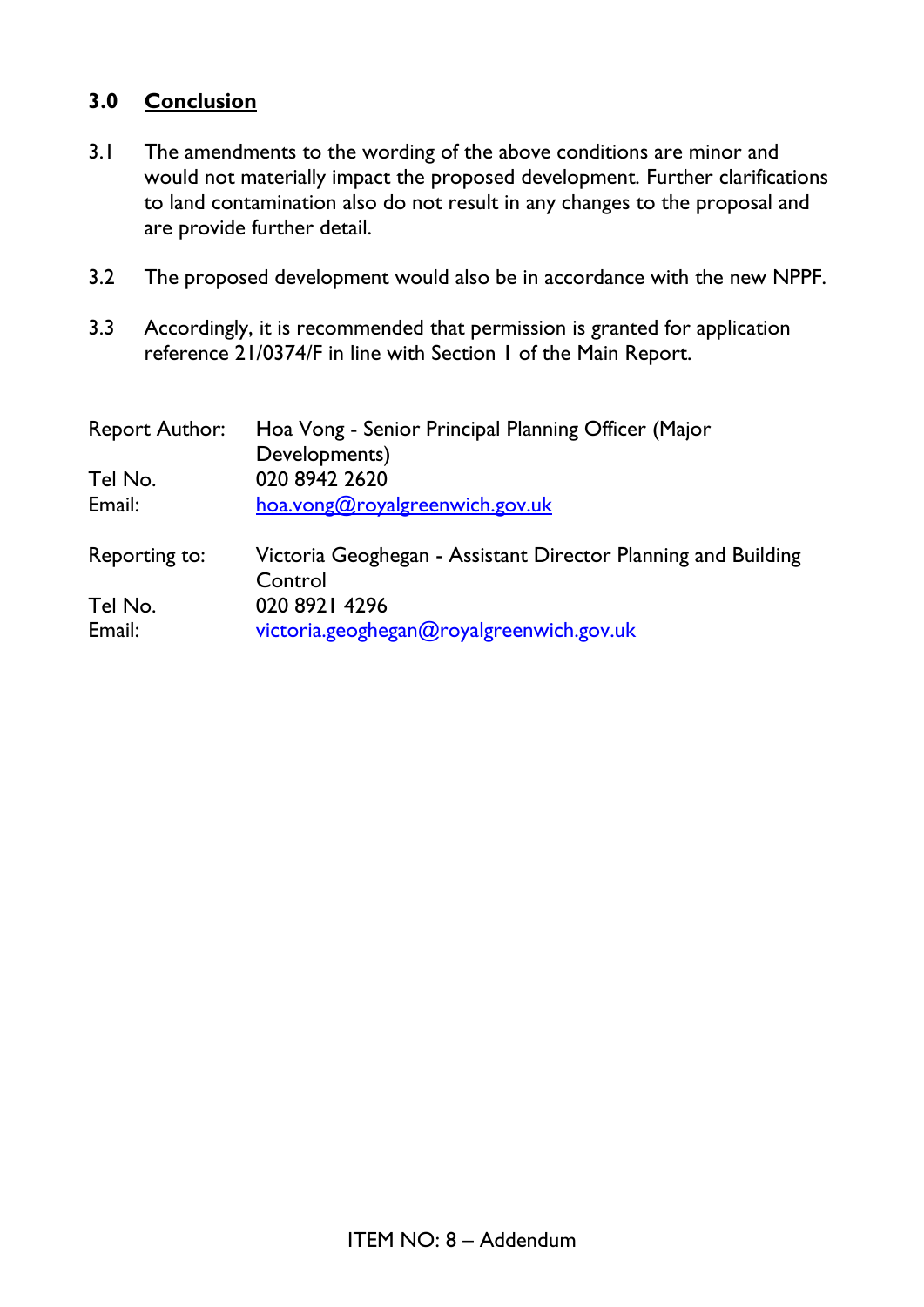## 3.0 Conclusion

3.1 The amendments to the wording of the above conditions are minor and would not materially impact the proposed development. Further clarifications to land contamination also do not result in any changes to the proposal and are provide further detail.

3.2 The proposed development would also be in accordance with the new NPPF.

3.3 Accordingly, it is recommended that permission is granted for application reference 21/0374/F in line with Section 1 of the Main Report.

| | |
|---|---|
| Report Author: | Hoa Vong - Senior Principal Planning Officer (Major Developments) |
| Tel No. | 020 8942 2620 |
| Email: | hoa.vong@royalgreenwich.gov.uk |
| Reporting to: | Victoria Geoghegan - Assistant Director Planning and Building Control |
| Tel No. | 020 8921 4296 |
| Email: | victoria.geoghegan@royalgreenwich.gov.uk |

ITEM NO: 8 – Addendum